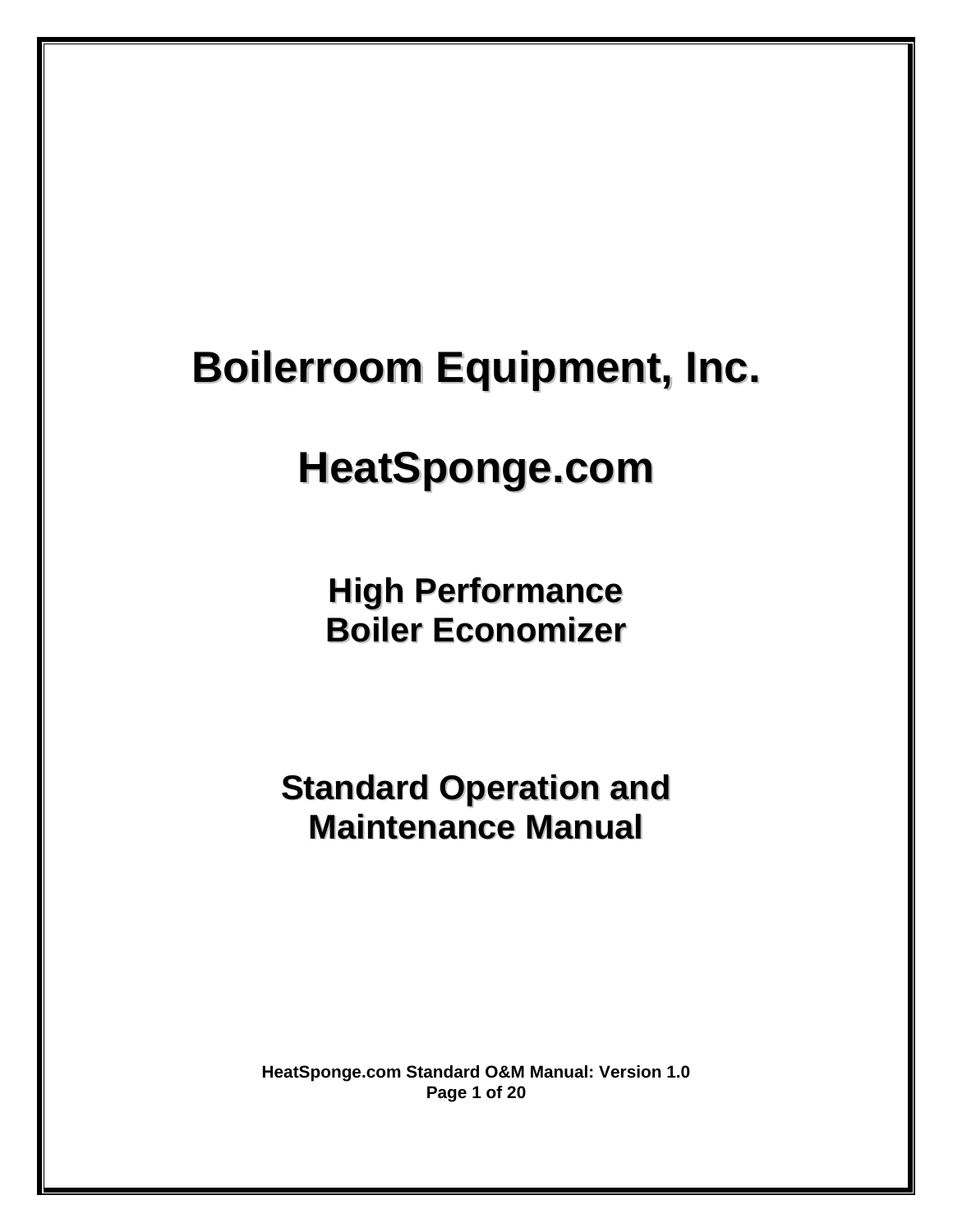# Boilerroom Equipment, Inc.

# HeatSponge.com

## High Performance
## Boiler Economizer

## Standard Operation and
## Maintenance Manual

**HeatSponge.com Standard O&M Manual: Version 1.0**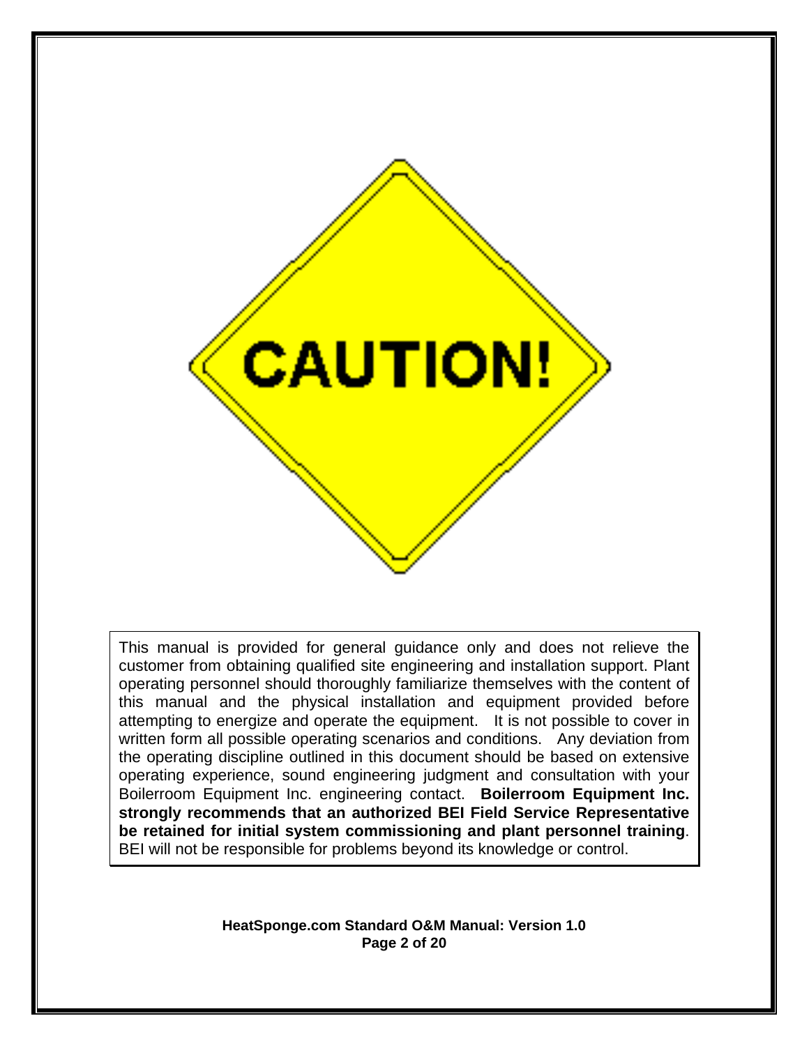CAUTION!

This manual is provided for general guidance only and does not relieve the customer from obtaining qualified site engineering and installation support. Plant operating personnel should thoroughly familiarize themselves with the content of this manual and the physical installation and equipment provided before attempting to energize and operate the equipment. It is not possible to cover in written form all possible operating scenarios and conditions. Any deviation from the operating discipline outlined in this document should be based on extensive operating experience, sound engineering judgment and consultation with your Boilerroom Equipment Inc. engineering contact. **Boilerroom Equipment Inc. strongly recommends that an authorized BEI Field Service Representative be retained for initial system commissioning and plant personnel training**. BEI will not be responsible for problems beyond its knowledge or control.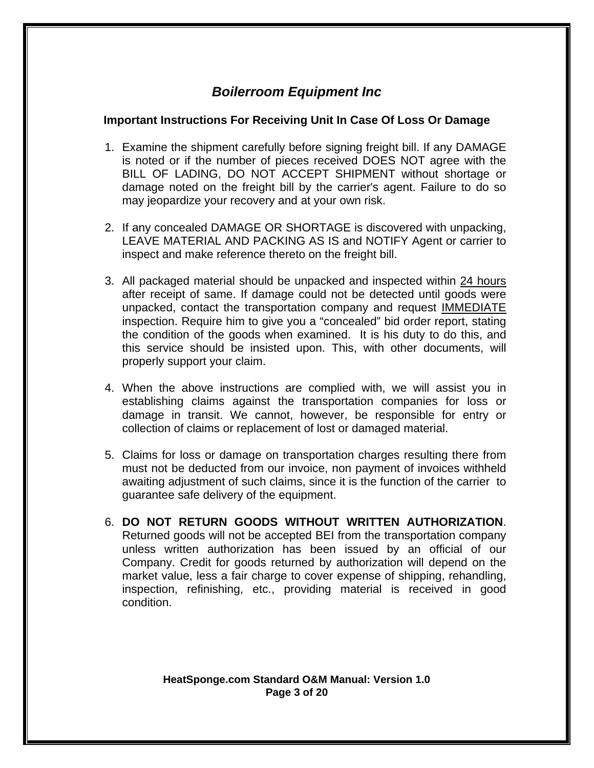# *Boilerroom Equipment Inc*

## Important Instructions For Receiving Unit In Case Of Loss Or Damage

1. Examine the shipment carefully before signing freight bill. If any DAMAGE is noted or if the number of pieces received DOES NOT agree with the BILL OF LADING, DO NOT ACCEPT SHIPMENT without shortage or damage noted on the freight bill by the carrier's agent. Failure to do so may jeopardize your recovery and at your own risk.

2. If any concealed DAMAGE OR SHORTAGE is discovered with unpacking, LEAVE MATERIAL AND PACKING AS IS and NOTIFY Agent or carrier to inspect and make reference thereto on the freight bill.

3. All packaged material should be unpacked and inspected within <u>24 hours</u> after receipt of same. If damage could not be detected until goods were unpacked, contact the transportation company and request <u>IMMEDIATE</u> inspection. Require him to give you a “concealed” bid order report, stating the condition of the goods when examined. It is his duty to do this, and this service should be insisted upon. This, with other documents, will properly support your claim.

4. When the above instructions are complied with, we will assist you in establishing claims against the transportation companies for loss or damage in transit. We cannot, however, be responsible for entry or collection of claims or replacement of lost or damaged material.

5. Claims for loss or damage on transportation charges resulting there from must not be deducted from our invoice, non payment of invoices withheld awaiting adjustment of such claims, since it is the function of the carrier to guarantee safe delivery of the equipment.

6. **DO NOT RETURN GOODS WITHOUT WRITTEN AUTHORIZATION**. Returned goods will not be accepted BEI from the transportation company unless written authorization has been issued by an official of our Company. Credit for goods returned by authorization will depend on the market value, less a fair charge to cover expense of shipping, rehandling, inspection, refinishing, etc., providing material is received in good condition.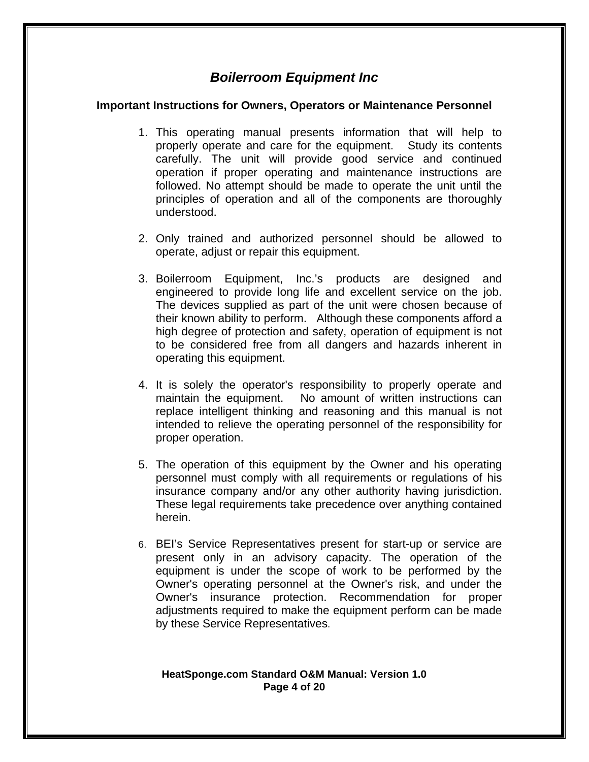## *Boilerroom Equipment Inc*

### Important Instructions for Owners, Operators or Maintenance Personnel

1. This operating manual presents information that will help to properly operate and care for the equipment. Study its contents carefully. The unit will provide good service and continued operation if proper operating and maintenance instructions are followed. No attempt should be made to operate the unit until the principles of operation and all of the components are thoroughly understood.

2. Only trained and authorized personnel should be allowed to operate, adjust or repair this equipment.

3. Boilerroom Equipment, Inc.'s products are designed and engineered to provide long life and excellent service on the job. The devices supplied as part of the unit were chosen because of their known ability to perform. Although these components afford a high degree of protection and safety, operation of equipment is not to be considered free from all dangers and hazards inherent in operating this equipment.

4. It is solely the operator's responsibility to properly operate and maintain the equipment. No amount of written instructions can replace intelligent thinking and reasoning and this manual is not intended to relieve the operating personnel of the responsibility for proper operation.

5. The operation of this equipment by the Owner and his operating personnel must comply with all requirements or regulations of his insurance company and/or any other authority having jurisdiction. These legal requirements take precedence over anything contained herein.

6. BEI's Service Representatives present for start-up or service are present only in an advisory capacity. The operation of the equipment is under the scope of work to be performed by the Owner's operating personnel at the Owner's risk, and under the Owner's insurance protection. Recommendation for proper adjustments required to make the equipment perform can be made by these Service Representatives.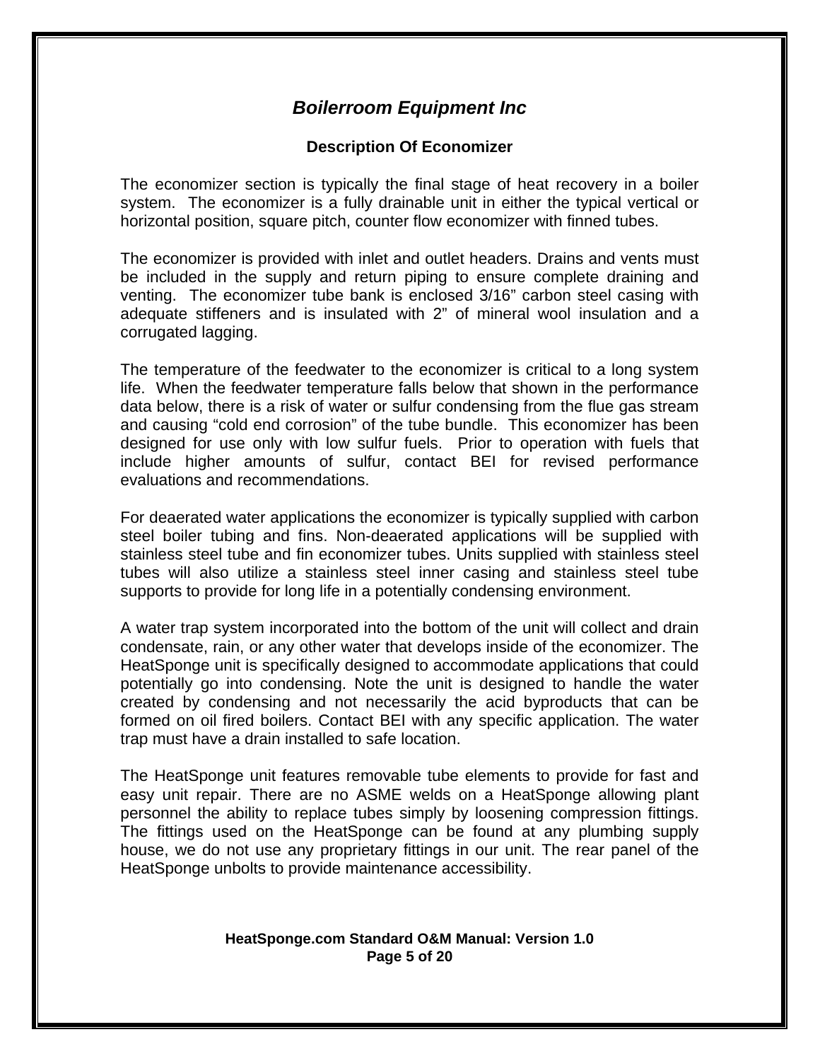# *Boilerroom Equipment Inc*

## Description Of Economizer

The economizer section is typically the final stage of heat recovery in a boiler system. The economizer is a fully drainable unit in either the typical vertical or horizontal position, square pitch, counter flow economizer with finned tubes.

The economizer is provided with inlet and outlet headers. Drains and vents must be included in the supply and return piping to ensure complete draining and venting. The economizer tube bank is enclosed 3/16" carbon steel casing with adequate stiffeners and is insulated with 2" of mineral wool insulation and a corrugated lagging.

The temperature of the feedwater to the economizer is critical to a long system life. When the feedwater temperature falls below that shown in the performance data below, there is a risk of water or sulfur condensing from the flue gas stream and causing "cold end corrosion" of the tube bundle. This economizer has been designed for use only with low sulfur fuels. Prior to operation with fuels that include higher amounts of sulfur, contact BEI for revised performance evaluations and recommendations.

For deaerated water applications the economizer is typically supplied with carbon steel boiler tubing and fins. Non-deaerated applications will be supplied with stainless steel tube and fin economizer tubes. Units supplied with stainless steel tubes will also utilize a stainless steel inner casing and stainless steel tube supports to provide for long life in a potentially condensing environment.

A water trap system incorporated into the bottom of the unit will collect and drain condensate, rain, or any other water that develops inside of the economizer. The HeatSponge unit is specifically designed to accommodate applications that could potentially go into condensing. Note the unit is designed to handle the water created by condensing and not necessarily the acid byproducts that can be formed on oil fired boilers. Contact BEI with any specific application. The water trap must have a drain installed to safe location.

The HeatSponge unit features removable tube elements to provide for fast and easy unit repair. There are no ASME welds on a HeatSponge allowing plant personnel the ability to replace tubes simply by loosening compression fittings. The fittings used on the HeatSponge can be found at any plumbing supply house, we do not use any proprietary fittings in our unit. The rear panel of the HeatSponge unbolts to provide maintenance accessibility.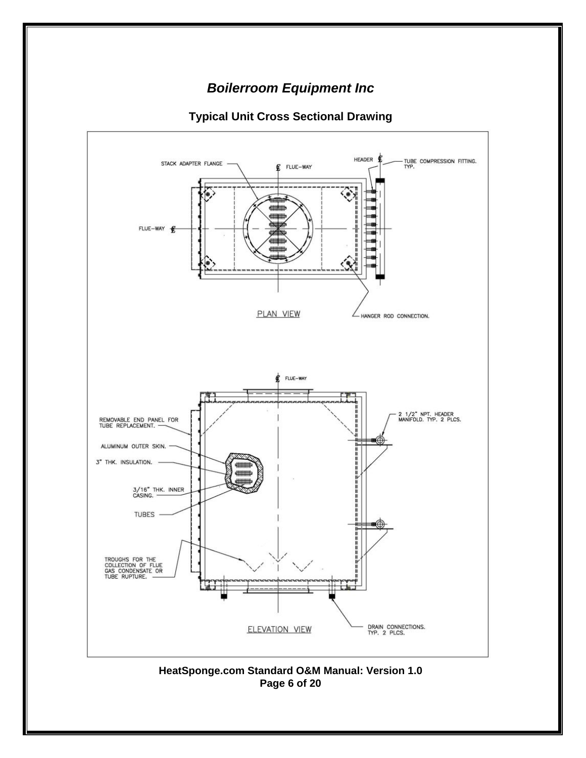## *Boilerroom Equipment Inc*

### Typical Unit Cross Sectional Drawing

STACK ADAPTER FLANGE

FLUE-WAY

HEADER

TUBE COMPRESSION FITTING. TYP.

FLUE-WAY

PLAN VIEW

HANGER ROD CONNECTION.

FLUE-WAY

REMOVABLE END PANEL FOR TUBE REPLACEMENT.

ALUMINUM OUTER SKIN.

3" THK. INSULATION.

3/16" THK. INNER CASING.

TUBES

TROUGHS FOR THE COLLECTION OF FLUE GAS CONDENSATE OR TUBE RUPTURE.

2 1/2" NPT. HEADER MANIFOLD. TYP. 2 PLCS.

DRAIN CONNECTIONS. TYP. 2 PLCS.

ELEVATION VIEW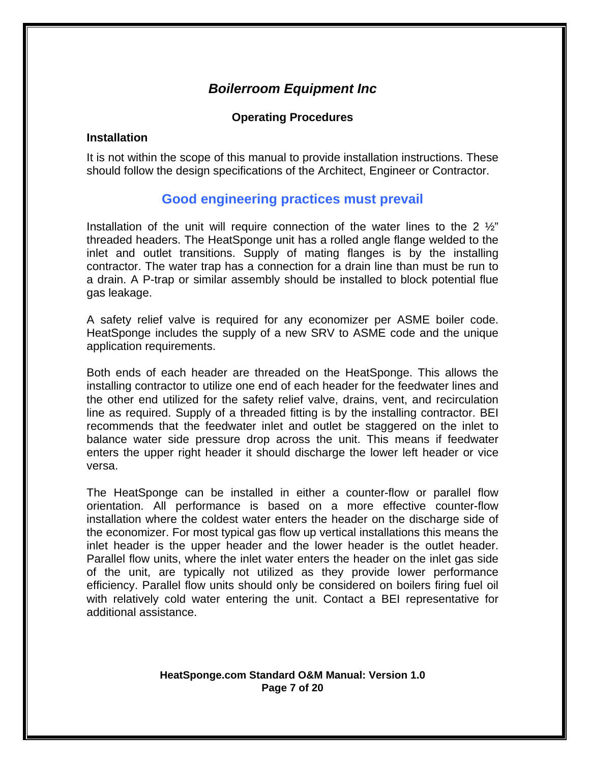## *Boilerroom Equipment Inc*

### Operating Procedures

**Installation**

It is not within the scope of this manual to provide installation instructions. These should follow the design specifications of the Architect, Engineer or Contractor.

### Good engineering practices must prevail

Installation of the unit will require connection of the water lines to the 2 ½" threaded headers. The HeatSponge unit has a rolled angle flange welded to the inlet and outlet transitions. Supply of mating flanges is by the installing contractor. The water trap has a connection for a drain line than must be run to a drain. A P-trap or similar assembly should be installed to block potential flue gas leakage.

A safety relief valve is required for any economizer per ASME boiler code. HeatSponge includes the supply of a new SRV to ASME code and the unique application requirements.

Both ends of each header are threaded on the HeatSponge. This allows the installing contractor to utilize one end of each header for the feedwater lines and the other end utilized for the safety relief valve, drains, vent, and recirculation line as required. Supply of a threaded fitting is by the installing contractor. BEI recommends that the feedwater inlet and outlet be staggered on the inlet to balance water side pressure drop across the unit. This means if feedwater enters the upper right header it should discharge the lower left header or vice versa.

The HeatSponge can be installed in either a counter-flow or parallel flow orientation. All performance is based on a more effective counter-flow installation where the coldest water enters the header on the discharge side of the economizer. For most typical gas flow up vertical installations this means the inlet header is the upper header and the lower header is the outlet header. Parallel flow units, where the inlet water enters the header on the inlet gas side of the unit, are typically not utilized as they provide lower performance efficiency. Parallel flow units should only be considered on boilers firing fuel oil with relatively cold water entering the unit. Contact a BEI representative for additional assistance.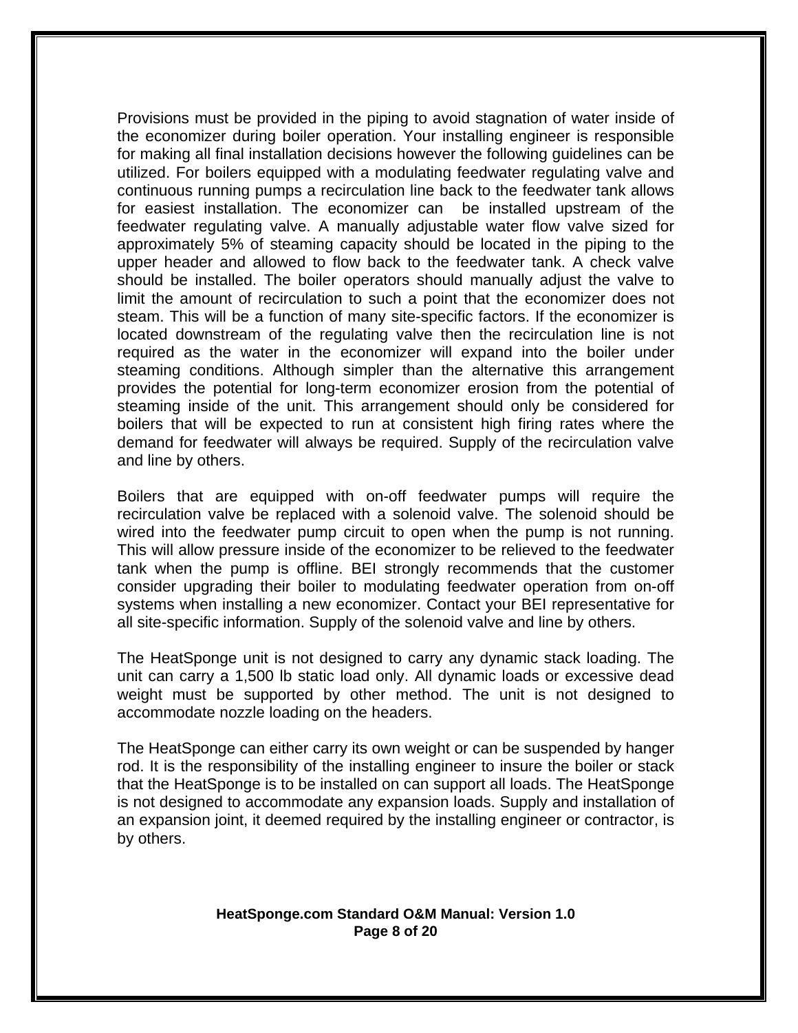Provisions must be provided in the piping to avoid stagnation of water inside of the economizer during boiler operation. Your installing engineer is responsible for making all final installation decisions however the following guidelines can be utilized. For boilers equipped with a modulating feedwater regulating valve and continuous running pumps a recirculation line back to the feedwater tank allows for easiest installation. The economizer can be installed upstream of the feedwater regulating valve. A manually adjustable water flow valve sized for approximately 5% of steaming capacity should be located in the piping to the upper header and allowed to flow back to the feedwater tank. A check valve should be installed. The boiler operators should manually adjust the valve to limit the amount of recirculation to such a point that the economizer does not steam. This will be a function of many site-specific factors. If the economizer is located downstream of the regulating valve then the recirculation line is not required as the water in the economizer will expand into the boiler under steaming conditions. Although simpler than the alternative this arrangement provides the potential for long-term economizer erosion from the potential of steaming inside of the unit. This arrangement should only be considered for boilers that will be expected to run at consistent high firing rates where the demand for feedwater will always be required. Supply of the recirculation valve and line by others.

Boilers that are equipped with on-off feedwater pumps will require the recirculation valve be replaced with a solenoid valve. The solenoid should be wired into the feedwater pump circuit to open when the pump is not running. This will allow pressure inside of the economizer to be relieved to the feedwater tank when the pump is offline. BEI strongly recommends that the customer consider upgrading their boiler to modulating feedwater operation from on-off systems when installing a new economizer. Contact your BEI representative for all site-specific information. Supply of the solenoid valve and line by others.

The HeatSponge unit is not designed to carry any dynamic stack loading. The unit can carry a 1,500 lb static load only. All dynamic loads or excessive dead weight must be supported by other method. The unit is not designed to accommodate nozzle loading on the headers.

The HeatSponge can either carry its own weight or can be suspended by hanger rod. It is the responsibility of the installing engineer to insure the boiler or stack that the HeatSponge is to be installed on can support all loads. The HeatSponge is not designed to accommodate any expansion loads. Supply and installation of an expansion joint, it deemed required by the installing engineer or contractor, is by others.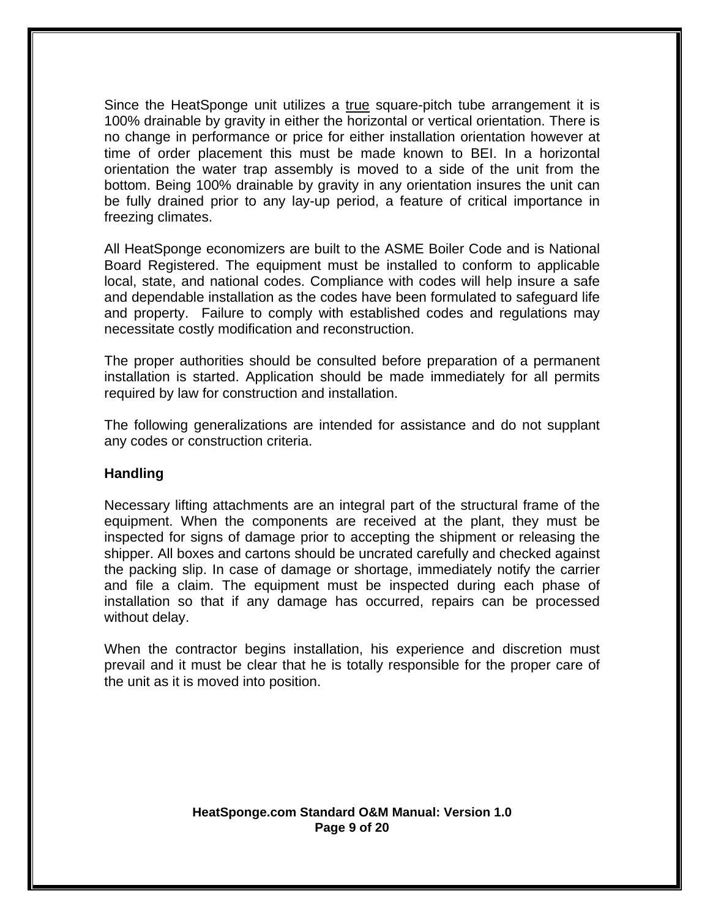Since the HeatSponge unit utilizes a <u>true</u> square-pitch tube arrangement it is 100% drainable by gravity in either the horizontal or vertical orientation. There is no change in performance or price for either installation orientation however at time of order placement this must be made known to BEI. In a horizontal orientation the water trap assembly is moved to a side of the unit from the bottom. Being 100% drainable by gravity in any orientation insures the unit can be fully drained prior to any lay-up period, a feature of critical importance in freezing climates.

All HeatSponge economizers are built to the ASME Boiler Code and is National Board Registered. The equipment must be installed to conform to applicable local, state, and national codes. Compliance with codes will help insure a safe and dependable installation as the codes have been formulated to safeguard life and property. Failure to comply with established codes and regulations may necessitate costly modification and reconstruction.

The proper authorities should be consulted before preparation of a permanent installation is started. Application should be made immediately for all permits required by law for construction and installation.

The following generalizations are intended for assistance and do not supplant any codes or construction criteria.

**Handling**

Necessary lifting attachments are an integral part of the structural frame of the equipment. When the components are received at the plant, they must be inspected for signs of damage prior to accepting the shipment or releasing the shipper. All boxes and cartons should be uncrated carefully and checked against the packing slip. In case of damage or shortage, immediately notify the carrier and file a claim. The equipment must be inspected during each phase of installation so that if any damage has occurred, repairs can be processed without delay.

When the contractor begins installation, his experience and discretion must prevail and it must be clear that he is totally responsible for the proper care of the unit as it is moved into position.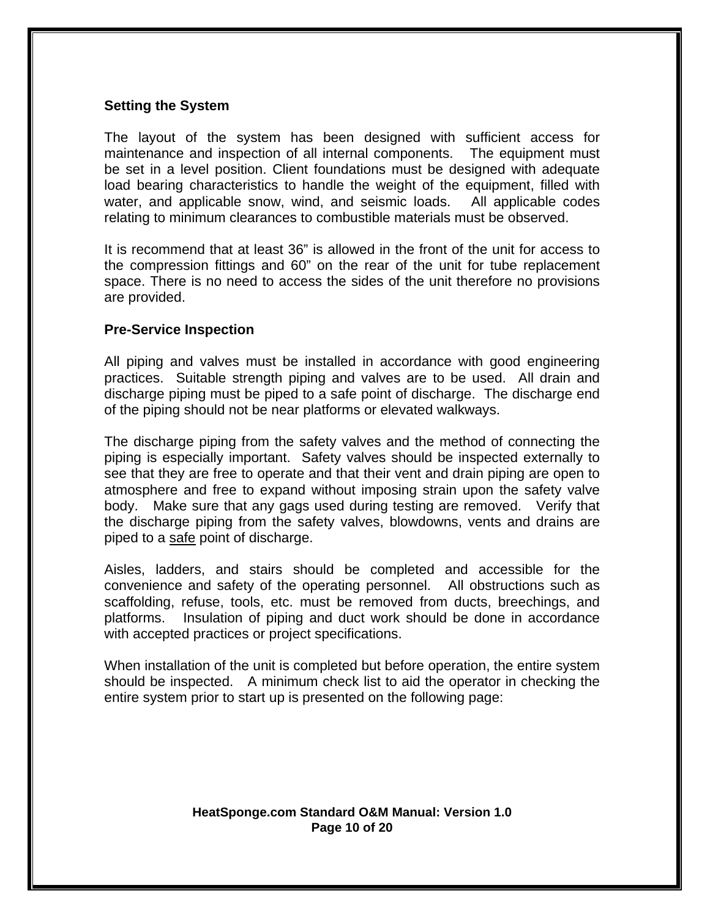## Setting the System

The layout of the system has been designed with sufficient access for maintenance and inspection of all internal components. The equipment must be set in a level position. Client foundations must be designed with adequate load bearing characteristics to handle the weight of the equipment, filled with water, and applicable snow, wind, and seismic loads. All applicable codes relating to minimum clearances to combustible materials must be observed.

It is recommend that at least 36" is allowed in the front of the unit for access to the compression fittings and 60" on the rear of the unit for tube replacement space. There is no need to access the sides of the unit therefore no provisions are provided.

## Pre-Service Inspection

All piping and valves must be installed in accordance with good engineering practices. Suitable strength piping and valves are to be used. All drain and discharge piping must be piped to a safe point of discharge. The discharge end of the piping should not be near platforms or elevated walkways.

The discharge piping from the safety valves and the method of connecting the piping is especially important. Safety valves should be inspected externally to see that they are free to operate and that their vent and drain piping are open to atmosphere and free to expand without imposing strain upon the safety valve body. Make sure that any gags used during testing are removed. Verify that the discharge piping from the safety valves, blowdowns, vents and drains are piped to a <u>safe</u> point of discharge.

Aisles, ladders, and stairs should be completed and accessible for the convenience and safety of the operating personnel. All obstructions such as scaffolding, refuse, tools, etc. must be removed from ducts, breechings, and platforms. Insulation of piping and duct work should be done in accordance with accepted practices or project specifications.

When installation of the unit is completed but before operation, the entire system should be inspected. A minimum check list to aid the operator in checking the entire system prior to start up is presented on the following page: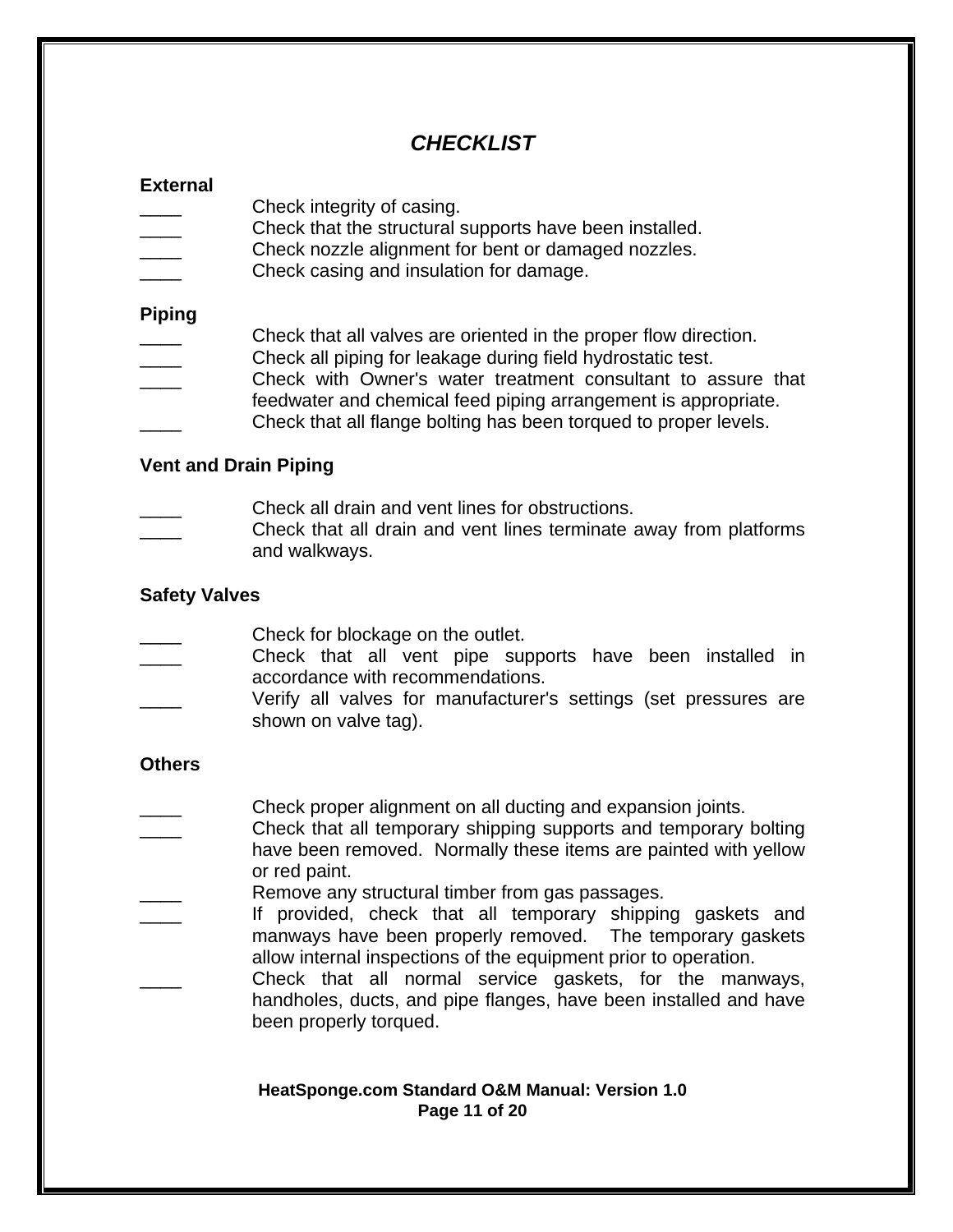# *CHECKLIST*

**External**

____ Check integrity of casing.
____ Check that the structural supports have been installed.
____ Check nozzle alignment for bent or damaged nozzles.
____ Check casing and insulation for damage.

**Piping**

____ Check that all valves are oriented in the proper flow direction.
____ Check all piping for leakage during field hydrostatic test.
____ Check with Owner's water treatment consultant to assure that feedwater and chemical feed piping arrangement is appropriate.
____ Check that all flange bolting has been torqued to proper levels.

**Vent and Drain Piping**

____ Check all drain and vent lines for obstructions.
____ Check that all drain and vent lines terminate away from platforms and walkways.

**Safety Valves**

____ Check for blockage on the outlet.
____ Check that all vent pipe supports have been installed in accordance with recommendations.
____ Verify all valves for manufacturer's settings (set pressures are shown on valve tag).

**Others**

____ Check proper alignment on all ducting and expansion joints.
____ Check that all temporary shipping supports and temporary bolting have been removed. Normally these items are painted with yellow or red paint.
____ Remove any structural timber from gas passages.
____ If provided, check that all temporary shipping gaskets and manways have been properly removed. The temporary gaskets allow internal inspections of the equipment prior to operation.
____ Check that all normal service gaskets, for the manways, handholes, ducts, and pipe flanges, have been installed and have been properly torqued.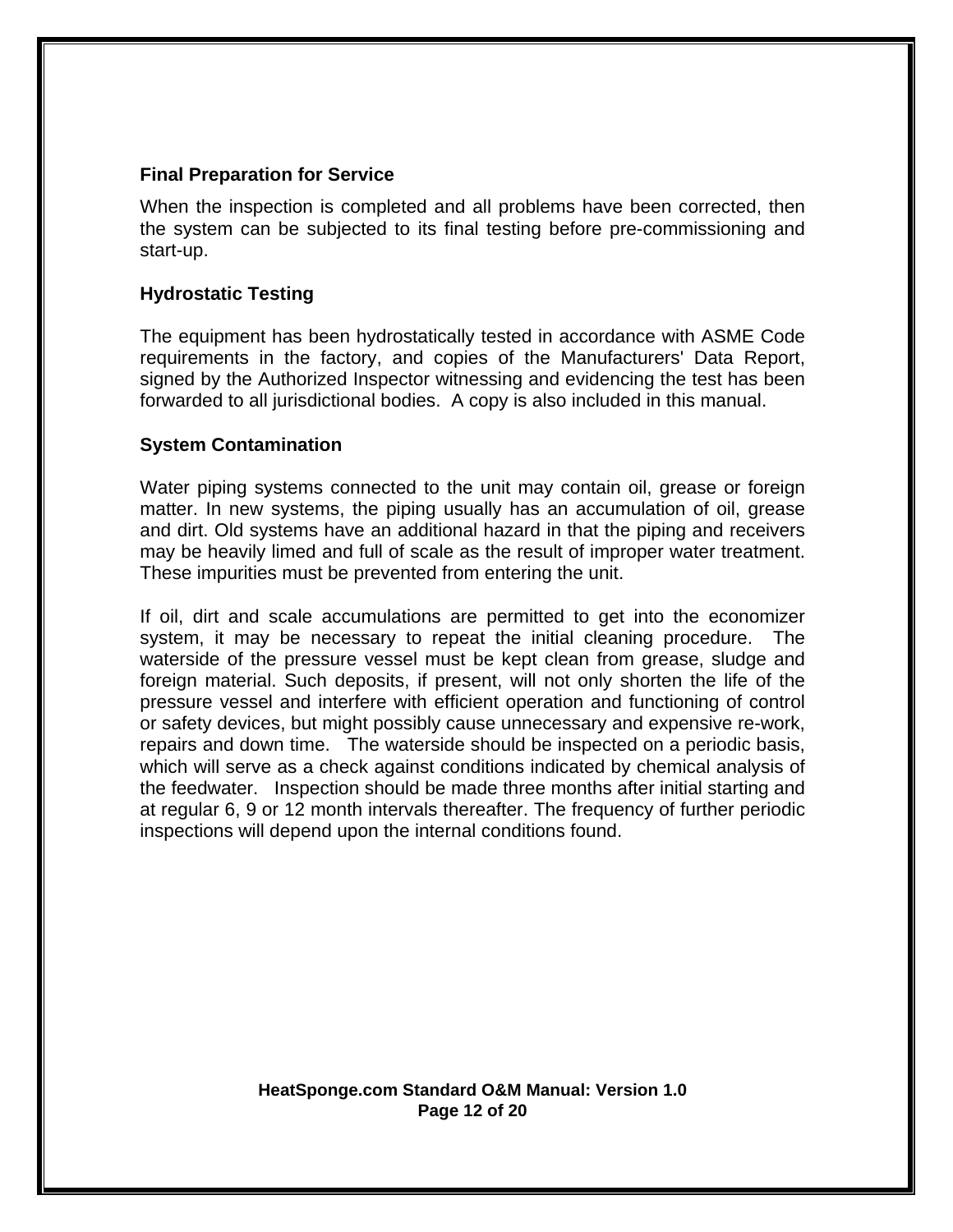### Final Preparation for Service

When the inspection is completed and all problems have been corrected, then the system can be subjected to its final testing before pre-commissioning and start-up.

### Hydrostatic Testing

The equipment has been hydrostatically tested in accordance with ASME Code requirements in the factory, and copies of the Manufacturers' Data Report, signed by the Authorized Inspector witnessing and evidencing the test has been forwarded to all jurisdictional bodies. A copy is also included in this manual.

### System Contamination

Water piping systems connected to the unit may contain oil, grease or foreign matter. In new systems, the piping usually has an accumulation of oil, grease and dirt. Old systems have an additional hazard in that the piping and receivers may be heavily limed and full of scale as the result of improper water treatment. These impurities must be prevented from entering the unit.

If oil, dirt and scale accumulations are permitted to get into the economizer system, it may be necessary to repeat the initial cleaning procedure. The waterside of the pressure vessel must be kept clean from grease, sludge and foreign material. Such deposits, if present, will not only shorten the life of the pressure vessel and interfere with efficient operation and functioning of control or safety devices, but might possibly cause unnecessary and expensive re-work, repairs and down time. The waterside should be inspected on a periodic basis, which will serve as a check against conditions indicated by chemical analysis of the feedwater. Inspection should be made three months after initial starting and at regular 6, 9 or 12 month intervals thereafter. The frequency of further periodic inspections will depend upon the internal conditions found.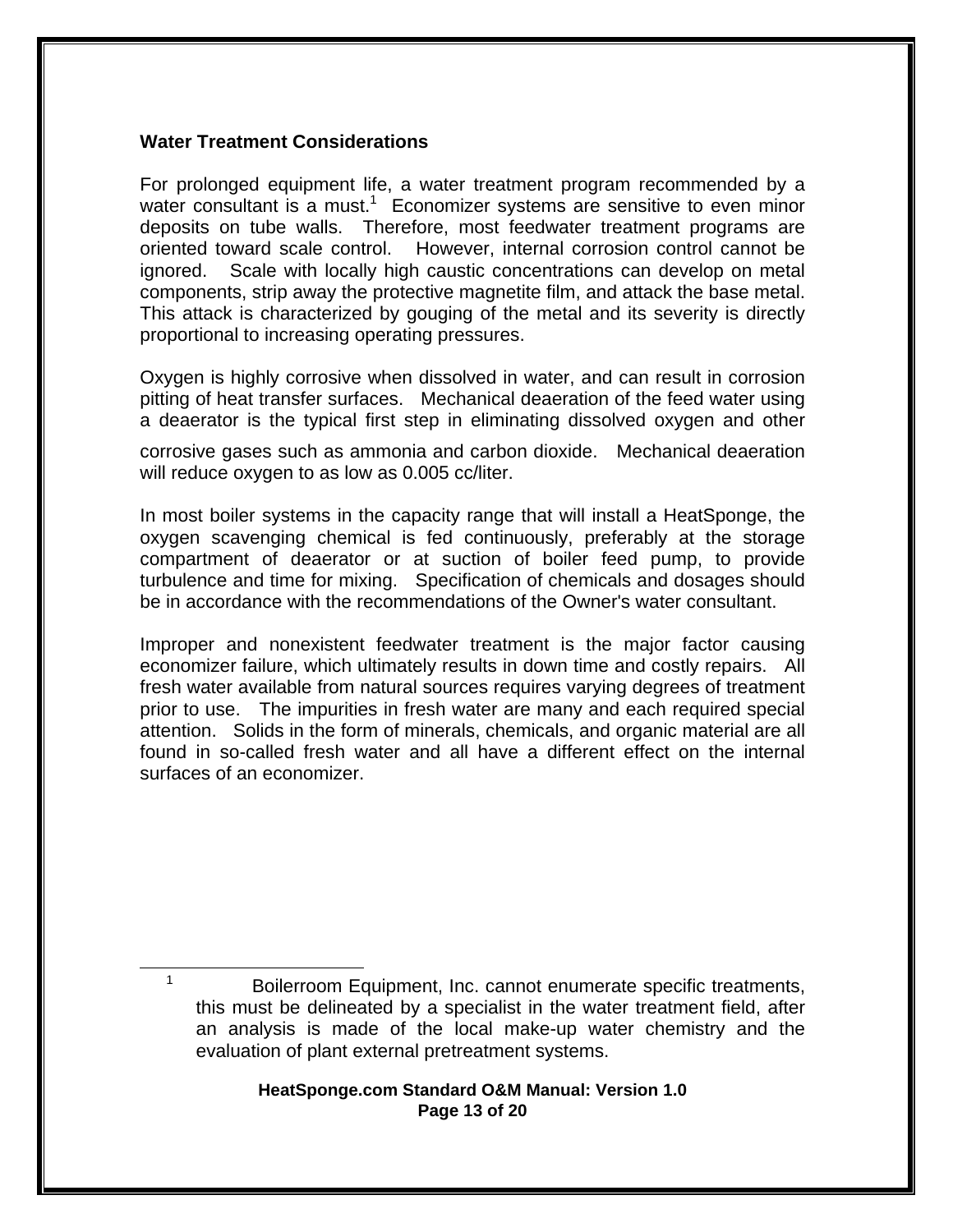### Water Treatment Considerations

For prolonged equipment life, a water treatment program recommended by a water consultant is a must.[1] Economizer systems are sensitive to even minor deposits on tube walls. Therefore, most feedwater treatment programs are oriented toward scale control. However, internal corrosion control cannot be ignored. Scale with locally high caustic concentrations can develop on metal components, strip away the protective magnetite film, and attack the base metal. This attack is characterized by gouging of the metal and its severity is directly proportional to increasing operating pressures.

Oxygen is highly corrosive when dissolved in water, and can result in corrosion pitting of heat transfer surfaces. Mechanical deaeration of the feed water using a deaerator is the typical first step in eliminating dissolved oxygen and other corrosive gases such as ammonia and carbon dioxide. Mechanical deaeration will reduce oxygen to as low as 0.005 cc/liter.

In most boiler systems in the capacity range that will install a HeatSponge, the oxygen scavenging chemical is fed continuously, preferably at the storage compartment of deaerator or at suction of boiler feed pump, to provide turbulence and time for mixing. Specification of chemicals and dosages should be in accordance with the recommendations of the Owner's water consultant.

Improper and nonexistent feedwater treatment is the major factor causing economizer failure, which ultimately results in down time and costly repairs. All fresh water available from natural sources requires varying degrees of treatment prior to use. The impurities in fresh water are many and each required special attention. Solids in the form of minerals, chemicals, and organic material are all found in so-called fresh water and all have a different effect on the internal surfaces of an economizer.

---

[1] Boilerroom Equipment, Inc. cannot enumerate specific treatments, this must be delineated by a specialist in the water treatment field, after an analysis is made of the local make-up water chemistry and the evaluation of plant external pretreatment systems.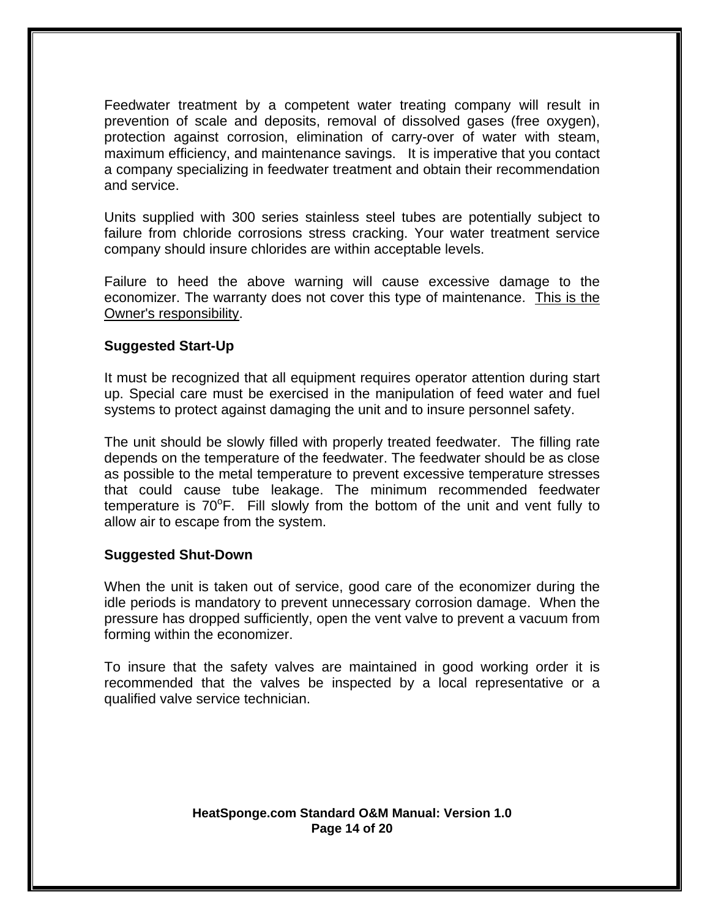Feedwater treatment by a competent water treating company will result in prevention of scale and deposits, removal of dissolved gases (free oxygen), protection against corrosion, elimination of carry-over of water with steam, maximum efficiency, and maintenance savings. It is imperative that you contact a company specializing in feedwater treatment and obtain their recommendation and service.

Units supplied with 300 series stainless steel tubes are potentially subject to failure from chloride corrosions stress cracking. Your water treatment service company should insure chlorides are within acceptable levels.

Failure to heed the above warning will cause excessive damage to the economizer. The warranty does not cover this type of maintenance. <u>This is the Owner's responsibility</u>.

**Suggested Start-Up**

It must be recognized that all equipment requires operator attention during start up. Special care must be exercised in the manipulation of feed water and fuel systems to protect against damaging the unit and to insure personnel safety.

The unit should be slowly filled with properly treated feedwater. The filling rate depends on the temperature of the feedwater. The feedwater should be as close as possible to the metal temperature to prevent excessive temperature stresses that could cause tube leakage. The minimum recommended feedwater temperature is $70^{o}$F. Fill slowly from the bottom of the unit and vent fully to allow air to escape from the system.

**Suggested Shut-Down**

When the unit is taken out of service, good care of the economizer during the idle periods is mandatory to prevent unnecessary corrosion damage. When the pressure has dropped sufficiently, open the vent valve to prevent a vacuum from forming within the economizer.

To insure that the safety valves are maintained in good working order it is recommended that the valves be inspected by a local representative or a qualified valve service technician.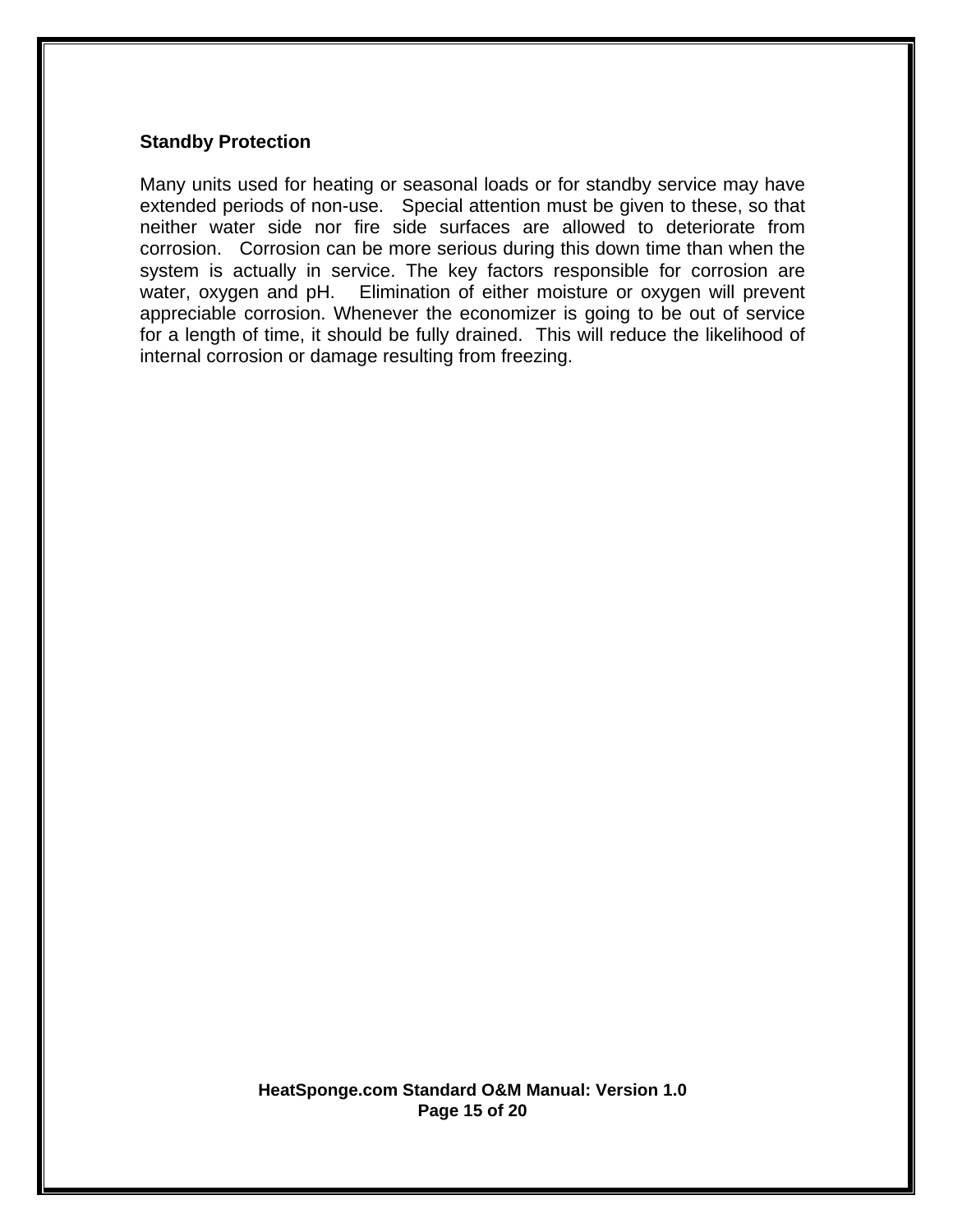### Standby Protection

Many units used for heating or seasonal loads or for standby service may have extended periods of non-use. Special attention must be given to these, so that neither water side nor fire side surfaces are allowed to deteriorate from corrosion. Corrosion can be more serious during this down time than when the system is actually in service. The key factors responsible for corrosion are water, oxygen and pH. Elimination of either moisture or oxygen will prevent appreciable corrosion. Whenever the economizer is going to be out of service for a length of time, it should be fully drained. This will reduce the likelihood of internal corrosion or damage resulting from freezing.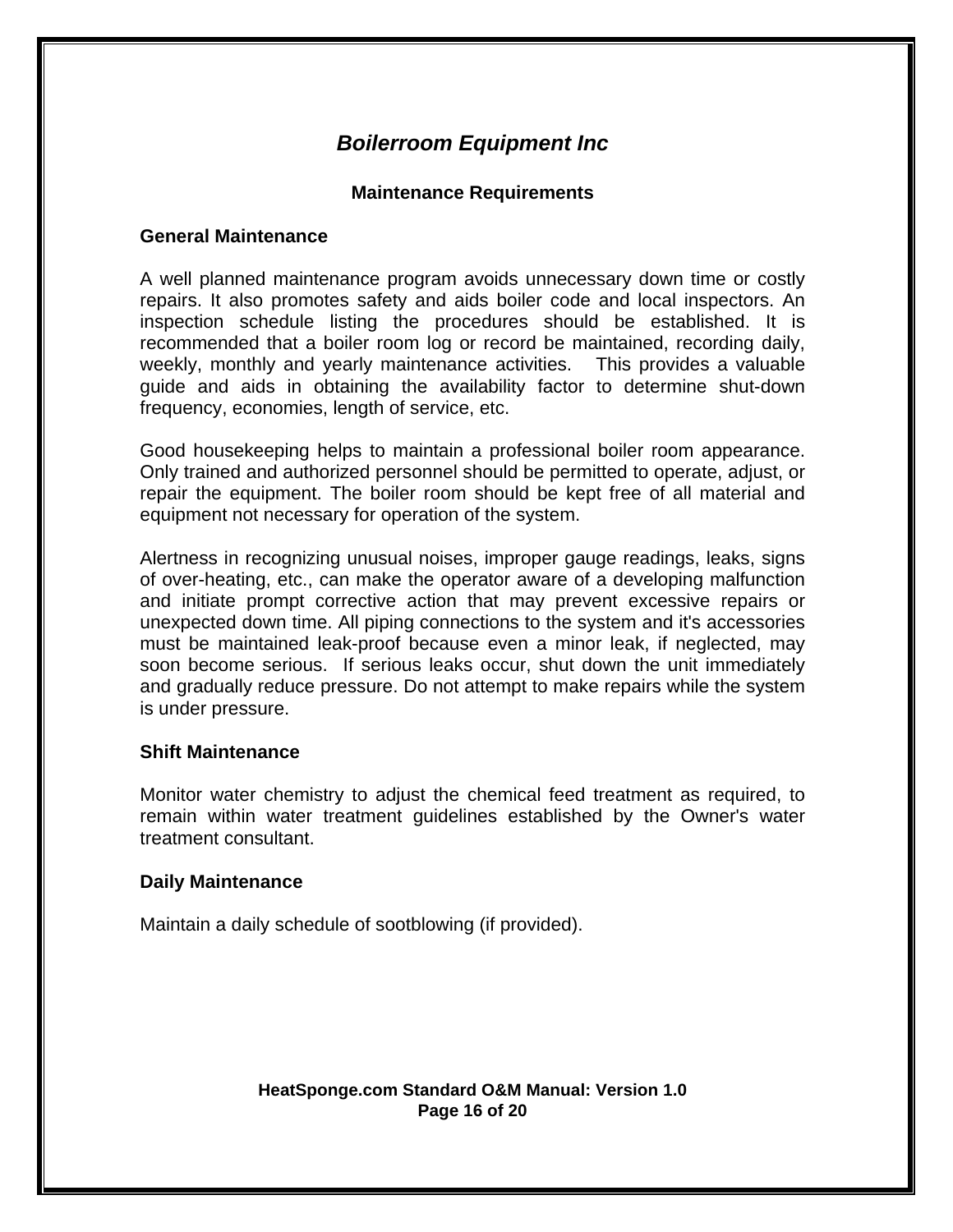# *Boilerroom Equipment Inc*

## Maintenance Requirements

### General Maintenance

A well planned maintenance program avoids unnecessary down time or costly repairs. It also promotes safety and aids boiler code and local inspectors. An inspection schedule listing the procedures should be established. It is recommended that a boiler room log or record be maintained, recording daily, weekly, monthly and yearly maintenance activities. This provides a valuable guide and aids in obtaining the availability factor to determine shut-down frequency, economies, length of service, etc.

Good housekeeping helps to maintain a professional boiler room appearance. Only trained and authorized personnel should be permitted to operate, adjust, or repair the equipment. The boiler room should be kept free of all material and equipment not necessary for operation of the system.

Alertness in recognizing unusual noises, improper gauge readings, leaks, signs of over-heating, etc., can make the operator aware of a developing malfunction and initiate prompt corrective action that may prevent excessive repairs or unexpected down time. All piping connections to the system and it's accessories must be maintained leak-proof because even a minor leak, if neglected, may soon become serious. If serious leaks occur, shut down the unit immediately and gradually reduce pressure. Do not attempt to make repairs while the system is under pressure.

### Shift Maintenance

Monitor water chemistry to adjust the chemical feed treatment as required, to remain within water treatment guidelines established by the Owner's water treatment consultant.

### Daily Maintenance

Maintain a daily schedule of sootblowing (if provided).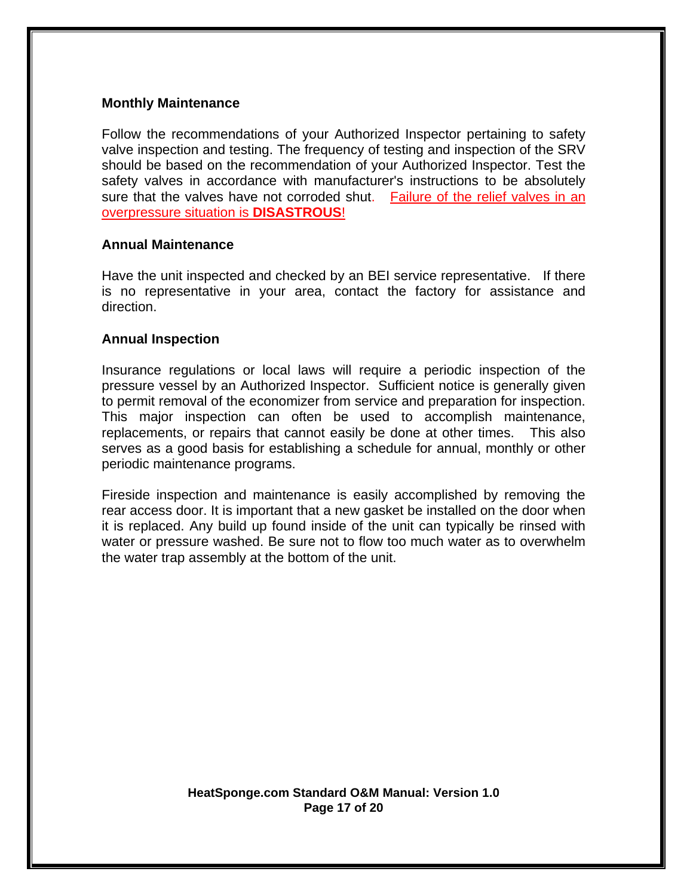### Monthly Maintenance

Follow the recommendations of your Authorized Inspector pertaining to safety valve inspection and testing. The frequency of testing and inspection of the SRV should be based on the recommendation of your Authorized Inspector. Test the safety valves in accordance with manufacturer's instructions to be absolutely sure that the valves have not corroded shut. Failure of the relief valves in an overpressure situation is **DISASTROUS**!

### Annual Maintenance

Have the unit inspected and checked by an BEI service representative. If there is no representative in your area, contact the factory for assistance and direction.

### Annual Inspection

Insurance regulations or local laws will require a periodic inspection of the pressure vessel by an Authorized Inspector. Sufficient notice is generally given to permit removal of the economizer from service and preparation for inspection. This major inspection can often be used to accomplish maintenance, replacements, or repairs that cannot easily be done at other times. This also serves as a good basis for establishing a schedule for annual, monthly or other periodic maintenance programs.

Fireside inspection and maintenance is easily accomplished by removing the rear access door. It is important that a new gasket be installed on the door when it is replaced. Any build up found inside of the unit can typically be rinsed with water or pressure washed. Be sure not to flow too much water as to overwhelm the water trap assembly at the bottom of the unit.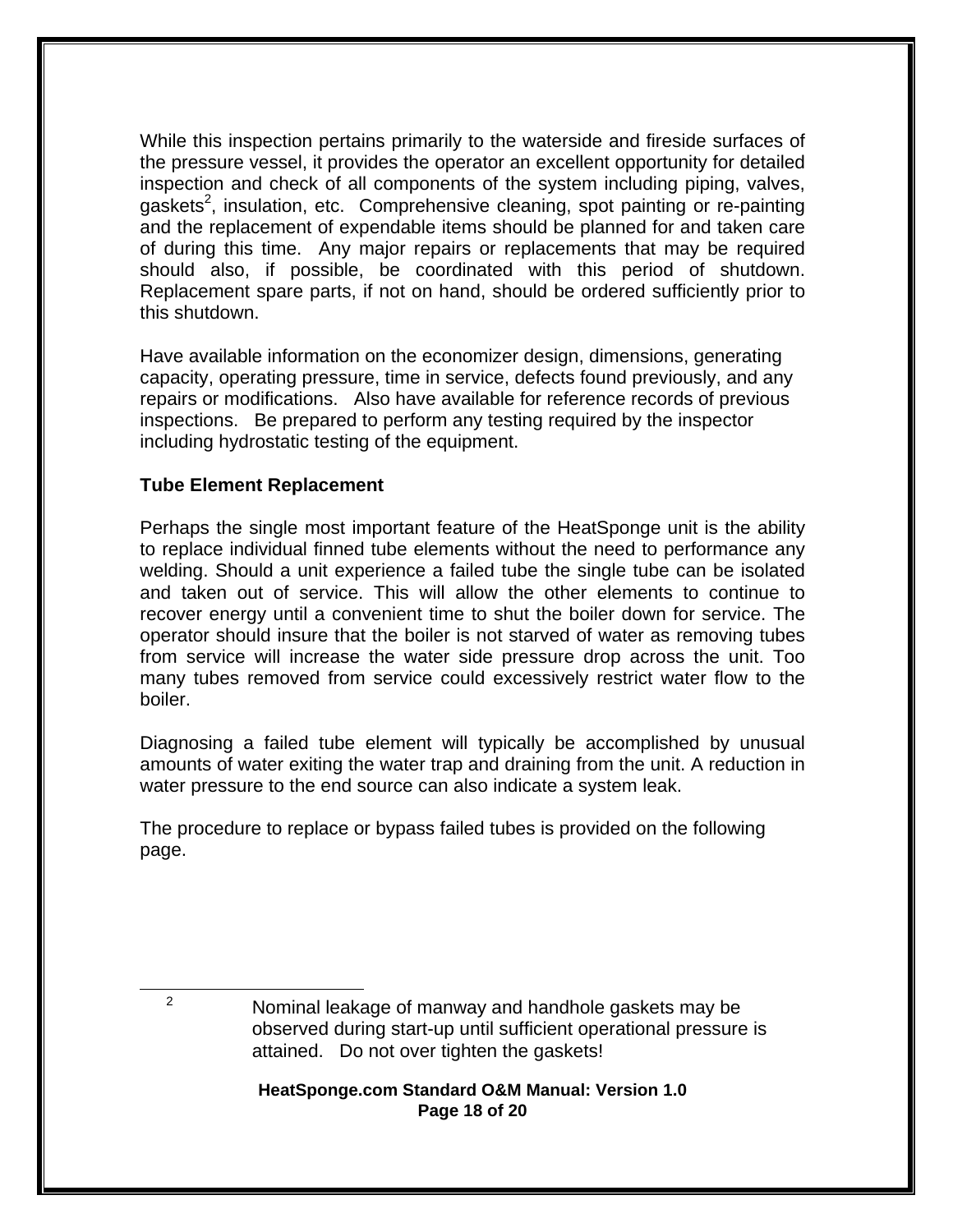While this inspection pertains primarily to the waterside and fireside surfaces of the pressure vessel, it provides the operator an excellent opportunity for detailed inspection and check of all components of the system including piping, valves, gaskets[2], insulation, etc. Comprehensive cleaning, spot painting or re-painting and the replacement of expendable items should be planned for and taken care of during this time. Any major repairs or replacements that may be required should also, if possible, be coordinated with this period of shutdown. Replacement spare parts, if not on hand, should be ordered sufficiently prior to this shutdown.

Have available information on the economizer design, dimensions, generating capacity, operating pressure, time in service, defects found previously, and any repairs or modifications. Also have available for reference records of previous inspections. Be prepared to perform any testing required by the inspector including hydrostatic testing of the equipment.

**Tube Element Replacement**

Perhaps the single most important feature of the HeatSponge unit is the ability to replace individual finned tube elements without the need to performance any welding. Should a unit experience a failed tube the single tube can be isolated and taken out of service. This will allow the other elements to continue to recover energy until a convenient time to shut the boiler down for service. The operator should insure that the boiler is not starved of water as removing tubes from service will increase the water side pressure drop across the unit. Too many tubes removed from service could excessively restrict water flow to the boiler.

Diagnosing a failed tube element will typically be accomplished by unusual amounts of water exiting the water trap and draining from the unit. A reduction in water pressure to the end source can also indicate a system leak.

The procedure to replace or bypass failed tubes is provided on the following page.

---

[2] Nominal leakage of manway and handhole gaskets may be observed during start-up until sufficient operational pressure is attained. Do not over tighten the gaskets!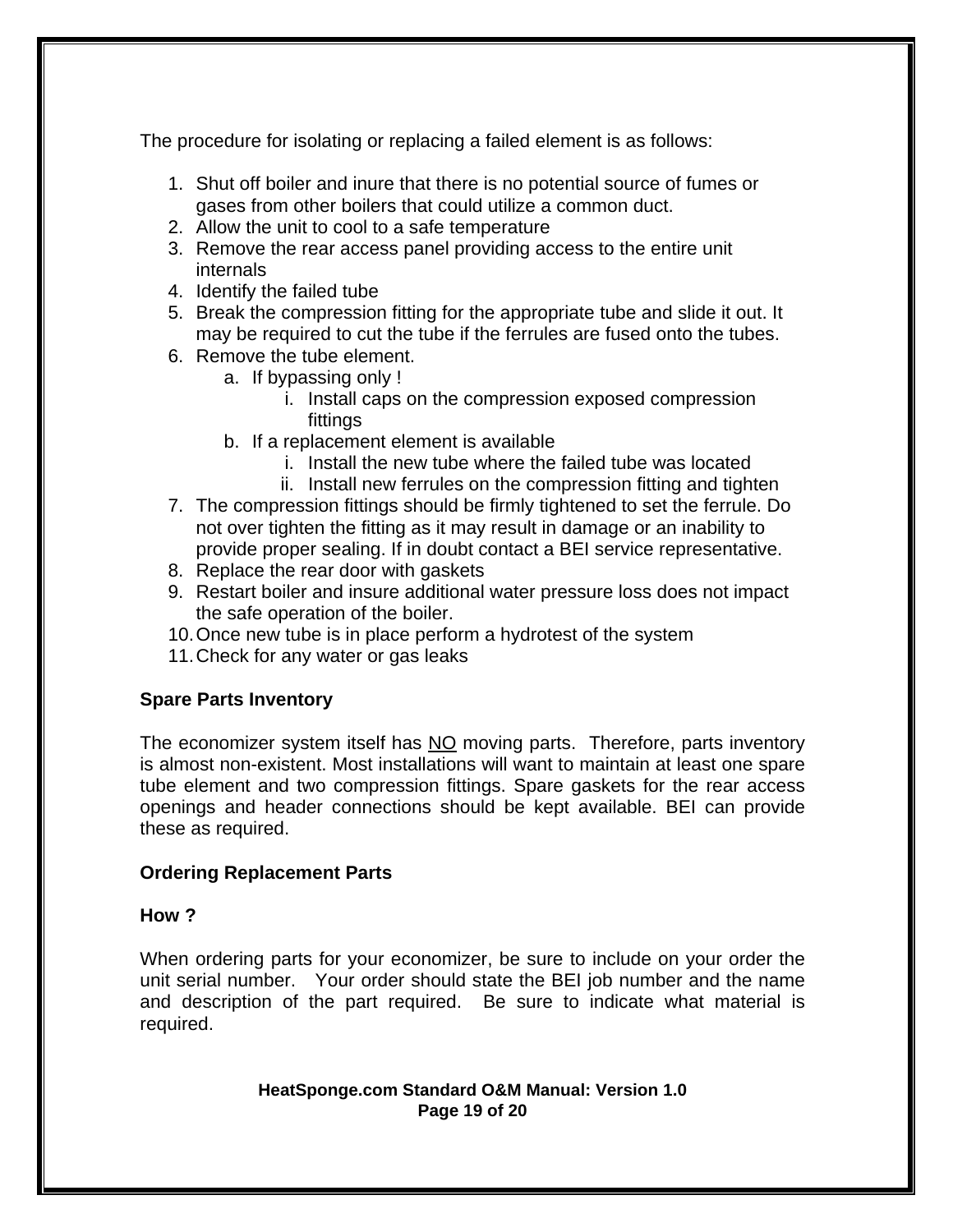The procedure for isolating or replacing a failed element is as follows:

1. Shut off boiler and inure that there is no potential source of fumes or gases from other boilers that could utilize a common duct.
2. Allow the unit to cool to a safe temperature
3. Remove the rear access panel providing access to the entire unit internals
4. Identify the failed tube
5. Break the compression fitting for the appropriate tube and slide it out. It may be required to cut the tube if the ferrules are fused onto the tubes.
6. Remove the tube element.
   a. If bypassing only !
      i. Install caps on the compression exposed compression fittings
   b. If a replacement element is available
      i. Install the new tube where the failed tube was located
      ii. Install new ferrules on the compression fitting and tighten
7. The compression fittings should be firmly tightened to set the ferrule. Do not over tighten the fitting as it may result in damage or an inability to provide proper sealing. If in doubt contact a BEI service representative.
8. Replace the rear door with gaskets
9. Restart boiler and insure additional water pressure loss does not impact the safe operation of the boiler.
10. Once new tube is in place perform a hydrotest of the system
11. Check for any water or gas leaks

**Spare Parts Inventory**

The economizer system itself has <u>NO</u> moving parts. Therefore, parts inventory is almost non-existent. Most installations will want to maintain at least one spare tube element and two compression fittings. Spare gaskets for the rear access openings and header connections should be kept available. BEI can provide these as required.

**Ordering Replacement Parts**

**How ?**

When ordering parts for your economizer, be sure to include on your order the unit serial number. Your order should state the BEI job number and the name and description of the part required. Be sure to indicate what material is required.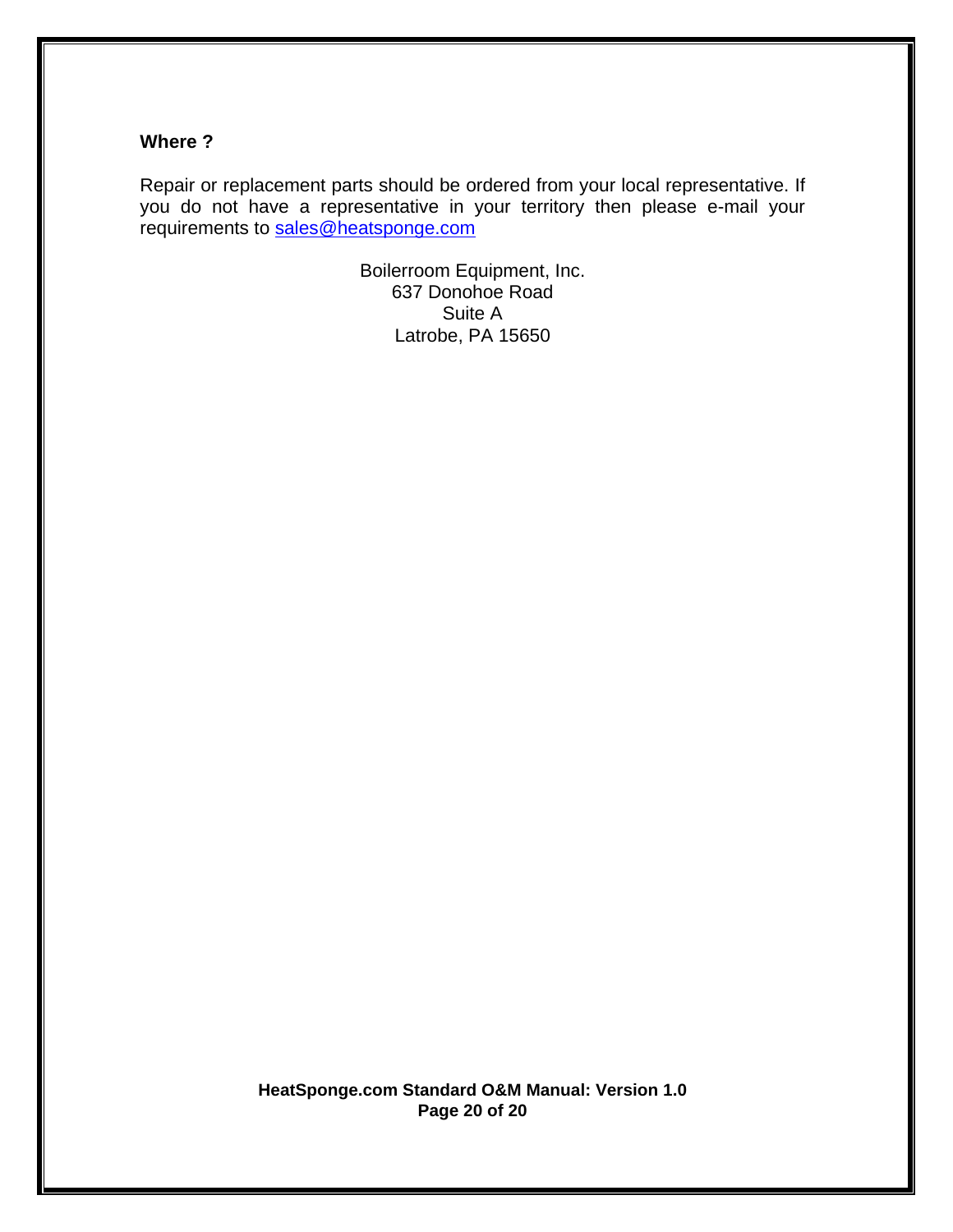**Where ?**

Repair or replacement parts should be ordered from your local representative. If you do not have a representative in your territory then please e-mail your requirements to sales@heatsponge.com

Boilerroom Equipment, Inc.
637 Donohoe Road
Suite A
Latrobe, PA 15650